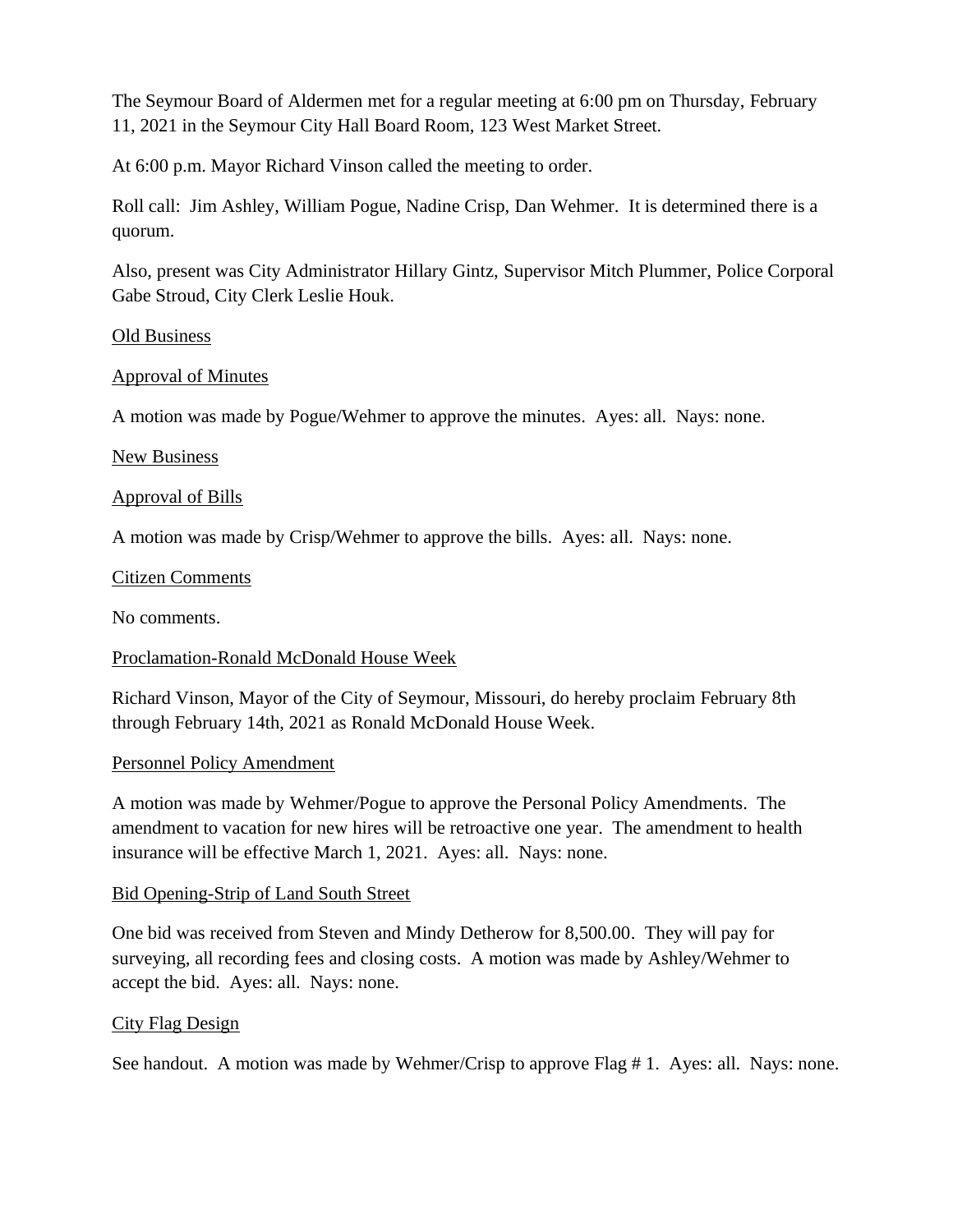The Seymour Board of Aldermen met for a regular meeting at 6:00 pm on Thursday, February 11, 2021 in the Seymour City Hall Board Room, 123 West Market Street.

At 6:00 p.m. Mayor Richard Vinson called the meeting to order.

Roll call: Jim Ashley, William Pogue, Nadine Crisp, Dan Wehmer. It is determined there is a quorum.

Also, present was City Administrator Hillary Gintz, Supervisor Mitch Plummer, Police Corporal Gabe Stroud, City Clerk Leslie Houk.

<u>Old Business</u>

<u>Approval of Minutes</u>

A motion was made by Pogue/Wehmer to approve the minutes. Ayes: all. Nays: none.

<u>New Business</u>

<u>Approval of Bills</u>

A motion was made by Crisp/Wehmer to approve the bills. Ayes: all. Nays: none.

<u>Citizen Comments</u>

No comments.

<u>Proclamation-Ronald McDonald House Week</u>

Richard Vinson, Mayor of the City of Seymour, Missouri, do hereby proclaim February 8th through February 14th, 2021 as Ronald McDonald House Week.

<u>Personnel Policy Amendment</u>

A motion was made by Wehmer/Pogue to approve the Personal Policy Amendments. The amendment to vacation for new hires will be retroactive one year. The amendment to health insurance will be effective March 1, 2021. Ayes: all. Nays: none.

<u>Bid Opening-Strip of Land South Street</u>

One bid was received from Steven and Mindy Detherow for 8,500.00. They will pay for surveying, all recording fees and closing costs. A motion was made by Ashley/Wehmer to accept the bid. Ayes: all. Nays: none.

<u>City Flag Design</u>

See handout. A motion was made by Wehmer/Crisp to approve Flag # 1. Ayes: all. Nays: none.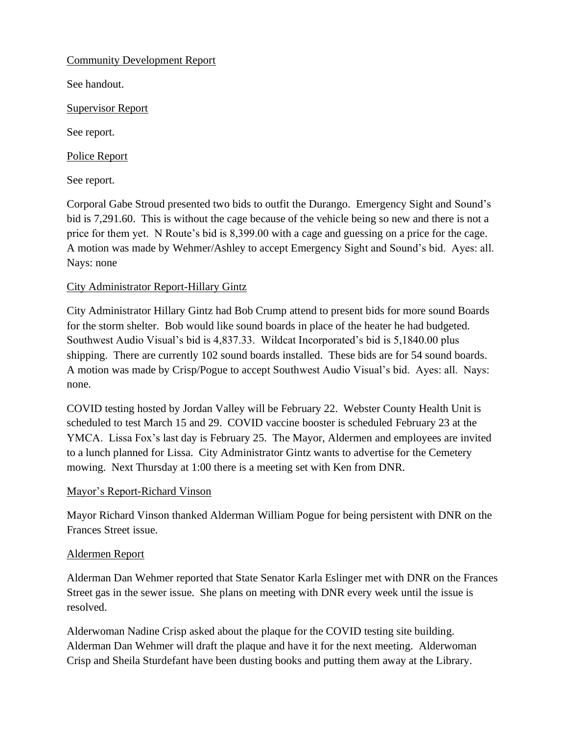Community Development Report

See handout.

Supervisor Report

See report.

Police Report

See report.

Corporal Gabe Stroud presented two bids to outfit the Durango. Emergency Sight and Sound's bid is 7,291.60. This is without the cage because of the vehicle being so new and there is not a price for them yet. N Route's bid is 8,399.00 with a cage and guessing on a price for the cage. A motion was made by Wehmer/Ashley to accept Emergency Sight and Sound's bid. Ayes: all. Nays: none

City Administrator Report-Hillary Gintz

City Administrator Hillary Gintz had Bob Crump attend to present bids for more sound Boards for the storm shelter. Bob would like sound boards in place of the heater he had budgeted. Southwest Audio Visual's bid is 4,837.33. Wildcat Incorporated's bid is 5,1840.00 plus shipping. There are currently 102 sound boards installed. These bids are for 54 sound boards. A motion was made by Crisp/Pogue to accept Southwest Audio Visual's bid. Ayes: all. Nays: none.

COVID testing hosted by Jordan Valley will be February 22. Webster County Health Unit is scheduled to test March 15 and 29. COVID vaccine booster is scheduled February 23 at the YMCA. Lissa Fox's last day is February 25. The Mayor, Aldermen and employees are invited to a lunch planned for Lissa. City Administrator Gintz wants to advertise for the Cemetery mowing. Next Thursday at 1:00 there is a meeting set with Ken from DNR.

Mayor's Report-Richard Vinson

Mayor Richard Vinson thanked Alderman William Pogue for being persistent with DNR on the Frances Street issue.

Aldermen Report

Alderman Dan Wehmer reported that State Senator Karla Eslinger met with DNR on the Frances Street gas in the sewer issue. She plans on meeting with DNR every week until the issue is resolved.

Alderwoman Nadine Crisp asked about the plaque for the COVID testing site building. Alderman Dan Wehmer will draft the plaque and have it for the next meeting. Alderwoman Crisp and Sheila Sturdefant have been dusting books and putting them away at the Library.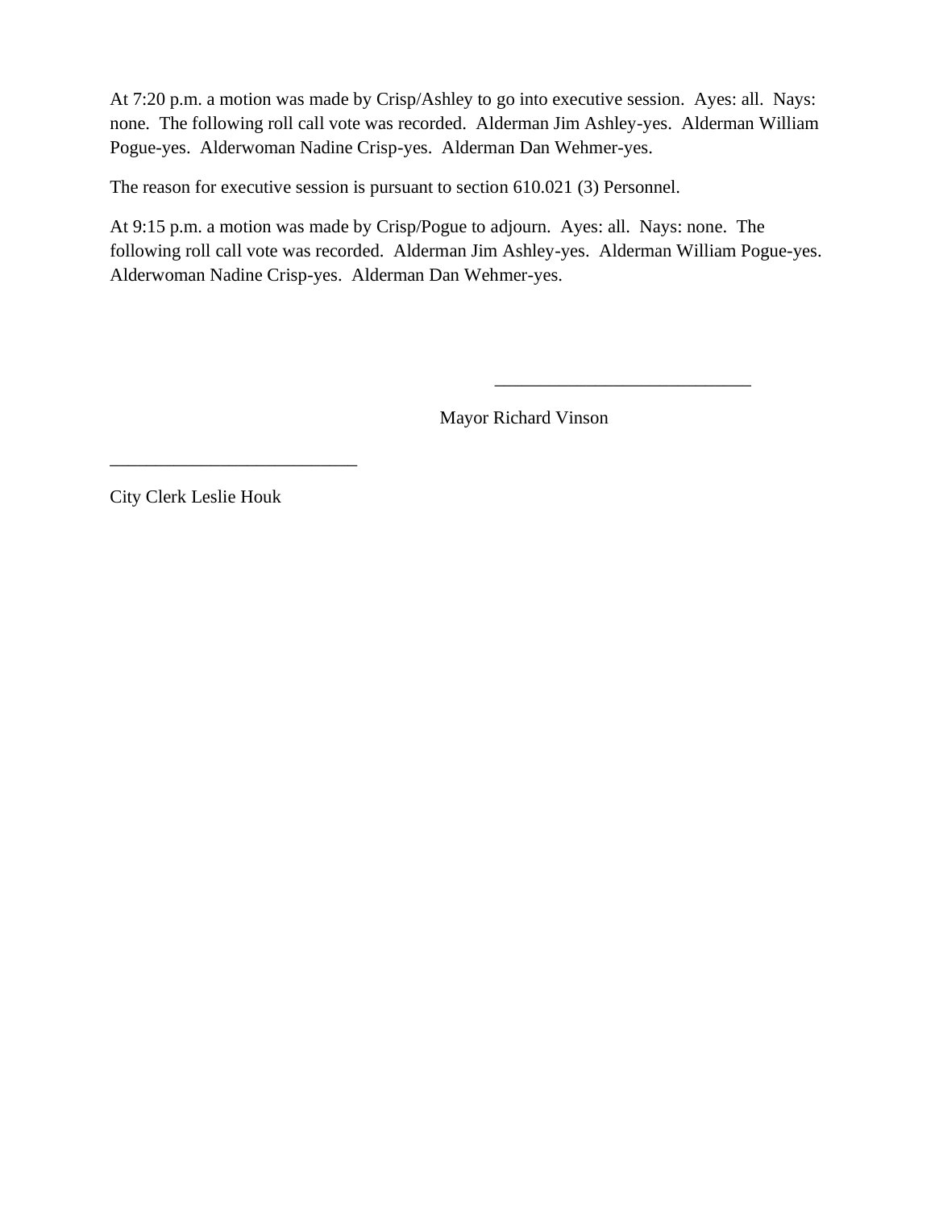At 7:20 p.m. a motion was made by Crisp/Ashley to go into executive session. Ayes: all. Nays: none. The following roll call vote was recorded. Alderman Jim Ashley-yes. Alderman William Pogue-yes. Alderwoman Nadine Crisp-yes. Alderman Dan Wehmer-yes.

The reason for executive session is pursuant to section 610.021 (3) Personnel.

At 9:15 p.m. a motion was made by Crisp/Pogue to adjourn. Ayes: all. Nays: none. The following roll call vote was recorded. Alderman Jim Ashley-yes. Alderman William Pogue-yes. Alderwoman Nadine Crisp-yes. Alderman Dan Wehmer-yes.

____________________________

Mayor Richard Vinson

___________________________

City Clerk Leslie Houk